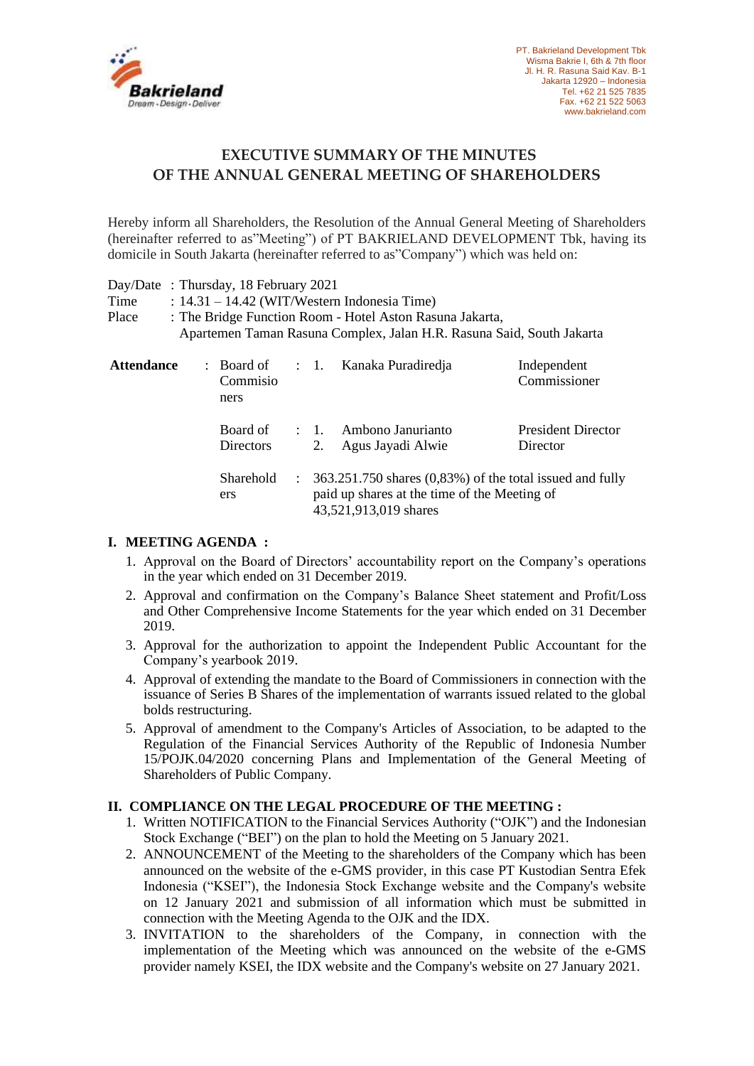PT. Bakrieland Development Tbk
Wisma Bakrie I, 6th & 7th floor
Jl. H. R. Rasuna Said Kav. B-1
Jakarta 12920 – Indonesia
Tel. +62 21 525 7835
Fax. +62 21 522 5063
www.bakrieland.com

# EXECUTIVE SUMMARY OF THE MINUTES OF THE ANNUAL GENERAL MEETING OF SHAREHOLDERS

Hereby inform all Shareholders, the Resolution of the Annual General Meeting of Shareholders (hereinafter referred to as"Meeting") of PT BAKRIELAND DEVELOPMENT Tbk, having its domicile in South Jakarta (hereinafter referred to as"Company") which was held on:

Day/Date : Thursday, 18 February 2021
Time : 14.31 – 14.42 (WIT/Western Indonesia Time)
Place : The Bridge Function Room - Hotel Aston Rasuna Jakarta, Apartemen Taman Rasuna Complex, Jalan H.R. Rasuna Said, South Jakarta

| | | | | |
|---|---|---|---|---|
| **Attendance** | Board of Commissioners | 1. | Kanaka Puradiredja | Independent Commissioner |
| | Board of Directors | 1. | Ambono Janurianto | President Director |
| | | 2. | Agus Jayadi Alwie | Director |
| | Shareholders | 363.251.750 shares (0,83%) of the total issued and fully paid up shares at the time of the Meeting of 43,521,913,019 shares | | |

## I. MEETING AGENDA :

1. Approval on the Board of Directors' accountability report on the Company's operations in the year which ended on 31 December 2019.
2. Approval and confirmation on the Company's Balance Sheet statement and Profit/Loss and Other Comprehensive Income Statements for the year which ended on 31 December 2019.
3. Approval for the authorization to appoint the Independent Public Accountant for the Company's yearbook 2019.
4. Approval of extending the mandate to the Board of Commissioners in connection with the issuance of Series B Shares of the implementation of warrants issued related to the global bolds restructuring.
5. Approval of amendment to the Company's Articles of Association, to be adapted to the Regulation of the Financial Services Authority of the Republic of Indonesia Number 15/POJK.04/2020 concerning Plans and Implementation of the General Meeting of Shareholders of Public Company.

## II. COMPLIANCE ON THE LEGAL PROCEDURE OF THE MEETING :

1. Written NOTIFICATION to the Financial Services Authority ("OJK") and the Indonesian Stock Exchange ("BEI") on the plan to hold the Meeting on 5 January 2021.
2. ANNOUNCEMENT of the Meeting to the shareholders of the Company which has been announced on the website of the e-GMS provider, in this case PT Kustodian Sentra Efek Indonesia ("KSEI"), the Indonesia Stock Exchange website and the Company's website on 12 January 2021 and submission of all information which must be submitted in connection with the Meeting Agenda to the OJK and the IDX.
3. INVITATION to the shareholders of the Company, in connection with the implementation of the Meeting which was announced on the website of the e-GMS provider namely KSEI, the IDX website and the Company's website on 27 January 2021.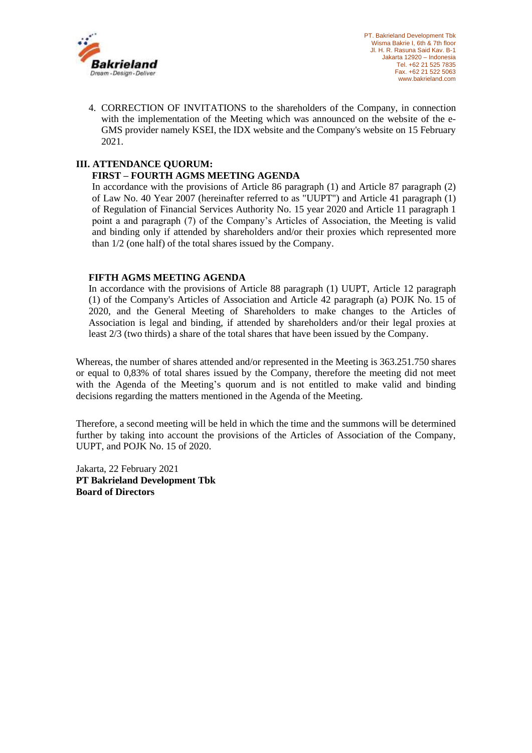4. CORRECTION OF INVITATIONS to the shareholders of the Company, in connection with the implementation of the Meeting which was announced on the website of the e-GMS provider namely KSEI, the IDX website and the Company's website on 15 February 2021.

## III. ATTENDANCE QUORUM:

### FIRST – FOURTH AGMS MEETING AGENDA

In accordance with the provisions of Article 86 paragraph (1) and Article 87 paragraph (2) of Law No. 40 Year 2007 (hereinafter referred to as "UUPT") and Article 41 paragraph (1) of Regulation of Financial Services Authority No. 15 year 2020 and Article 11 paragraph 1 point a and paragraph (7) of the Company's Articles of Association, the Meeting is valid and binding only if attended by shareholders and/or their proxies which represented more than 1/2 (one half) of the total shares issued by the Company.

### FIFTH AGMS MEETING AGENDA

In accordance with the provisions of Article 88 paragraph (1) UUPT, Article 12 paragraph (1) of the Company's Articles of Association and Article 42 paragraph (a) POJK No. 15 of 2020, and the General Meeting of Shareholders to make changes to the Articles of Association is legal and binding, if attended by shareholders and/or their legal proxies at least 2/3 (two thirds) a share of the total shares that have been issued by the Company.

Whereas, the number of shares attended and/or represented in the Meeting is 363.251.750 shares or equal to 0,83% of total shares issued by the Company, therefore the meeting did not meet with the Agenda of the Meeting's quorum and is not entitled to make valid and binding decisions regarding the matters mentioned in the Agenda of the Meeting.

Therefore, a second meeting will be held in which the time and the summons will be determined further by taking into account the provisions of the Articles of Association of the Company, UUPT, and POJK No. 15 of 2020.

Jakarta, 22 February 2021
**PT Bakrieland Development Tbk**
**Board of Directors**